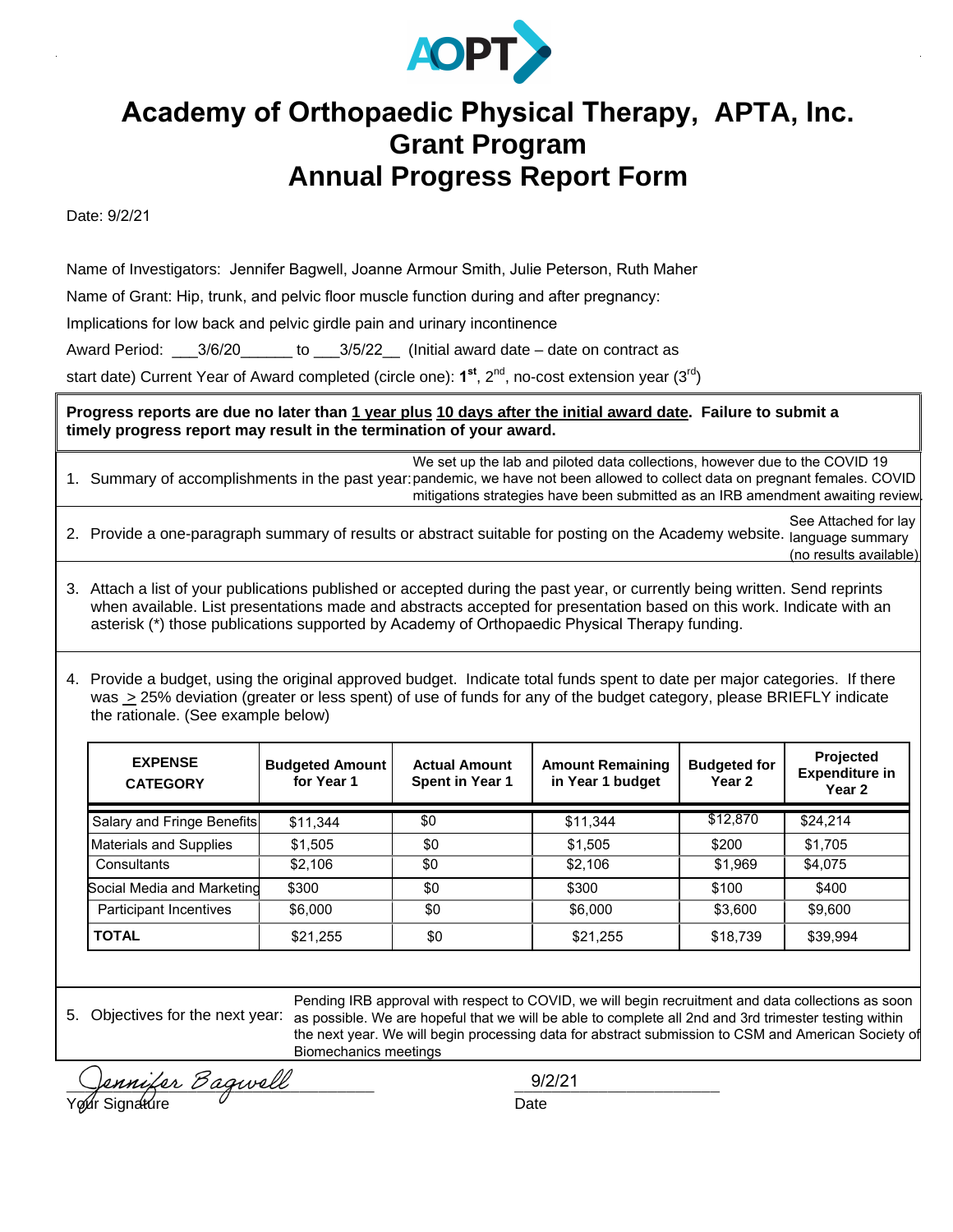AOPT

# Academy of Orthopaedic Physical Therapy, APTA, Inc.
# Grant Program
# Annual Progress Report Form

Date: 9/2/21

Name of Investigators: Jennifer Bagwell, Joanne Armour Smith, Julie Peterson, Ruth Maher

Name of Grant: Hip, trunk, and pelvic floor muscle function during and after pregnancy:

Implications for low back and pelvic girdle pain and urinary incontinence

Award Period: ___3/6/20______ to ___3/5/22__ (Initial award date – date on contract as start date) Current Year of Award completed (circle one): **1st**, 2nd, no-cost extension year (3rd)

**Progress reports are due no later than 1 year plus 10 days after the initial award date. Failure to submit a timely progress report may result in the termination of your award.**

1. Summary of accomplishments in the past year: We set up the lab and piloted data collections, however due to the COVID 19 pandemic, we have not been allowed to collect data on pregnant females. COVID mitigations strategies have been submitted as an IRB amendment awaiting review.

2. Provide a one-paragraph summary of results or abstract suitable for posting on the Academy website. See Attached for lay language summary (no results available)

3. Attach a list of your publications published or accepted during the past year, or currently being written. Send reprints when available. List presentations made and abstracts accepted for presentation based on this work. Indicate with an asterisk (*) those publications supported by Academy of Orthopaedic Physical Therapy funding.

4. Provide a budget, using the original approved budget. Indicate total funds spent to date per major categories. If there was ≥ 25% deviation (greater or less spent) of use of funds for any of the budget category, please BRIEFLY indicate the rationale. (See example below)

| EXPENSE CATEGORY | Budgeted Amount for Year 1 | Actual Amount Spent in Year 1 | Amount Remaining in Year 1 budget | Budgeted for Year 2 | Projected Expenditure in Year 2 |
|---|---|---|---|---|---|
| Salary and Fringe Benefits | $11,344 | $0 | $11,344 | $12,870 | $24,214 |
| Materials and Supplies | $1,505 | $0 | $1,505 | $200 | $1,705 |
| Consultants | $2,106 | $0 | $2,106 | $1,969 | $4,075 |
| Social Media and Marketing | $300 | $0 | $300 | $100 | $400 |
| Participant Incentives | $6,000 | $0 | $6,000 | $3,600 | $9,600 |
| **TOTAL** | $21,255 | $0 | $21,255 | $18,739 | $39,994 |

5. Objectives for the next year: Pending IRB approval with respect to COVID, we will begin recruitment and data collections as soon as possible. We are hopeful that we will be able to complete all 2nd and 3rd trimester testing within the next year. We will begin processing data for abstract submission to CSM and American Society of Biomechanics meetings

Jennifer Bagwell
Your Signature

9/2/21
Date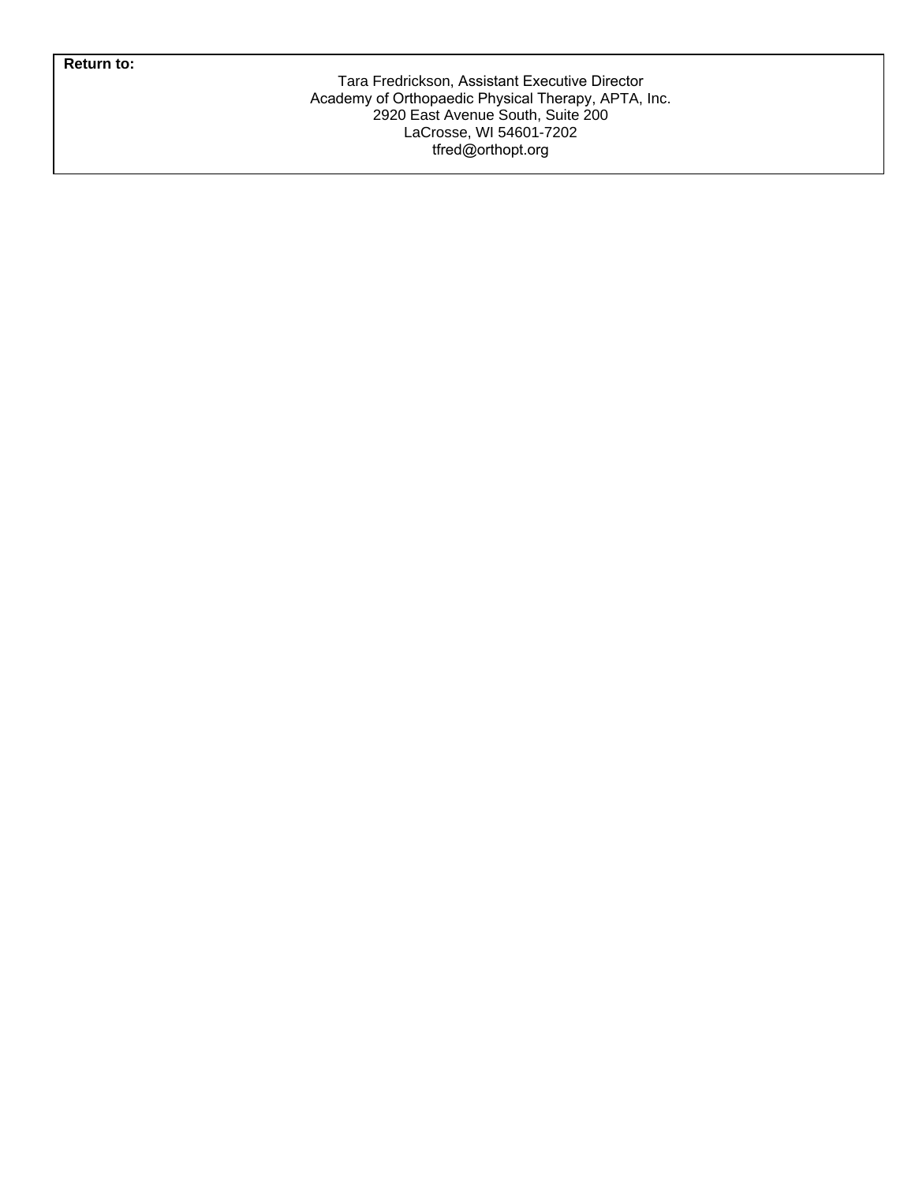**Return to:**

Tara Fredrickson, Assistant Executive Director
Academy of Orthopaedic Physical Therapy, APTA, Inc.
2920 East Avenue South, Suite 200
LaCrosse, WI 54601-7202
tfred@orthopt.org